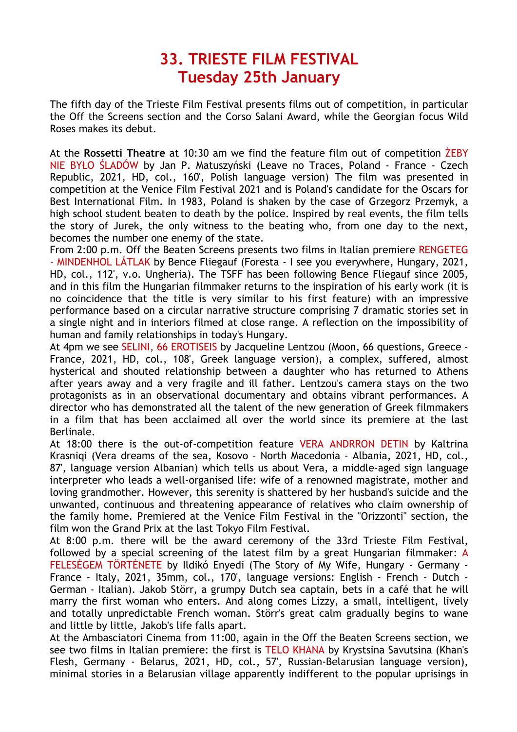# 33. TRIESTE FILM FESTIVAL
# Tuesday 25th January

The fifth day of the Trieste Film Festival presents films out of competition, in particular the Off the Screens section and the Corso Salani Award, while the Georgian focus Wild Roses makes its debut.

At the **Rossetti Theatre** at 10:30 am we find the feature film out of competition ŻEBY NIE BYŁO ŚLADÓW by Jan P. Matuszyński (Leave no Traces, Poland - France - Czech Republic, 2021, HD, col., 160', Polish language version) The film was presented in competition at the Venice Film Festival 2021 and is Poland's candidate for the Oscars for Best International Film. In 1983, Poland is shaken by the case of Grzegorz Przemyk, a high school student beaten to death by the police. Inspired by real events, the film tells the story of Jurek, the only witness to the beating who, from one day to the next, becomes the number one enemy of the state.

From 2:00 p.m. Off the Beaten Screens presents two films in Italian premiere RENGETEG - MINDENHOL LÁTLAK by Bence Fliegauf (Foresta - I see you everywhere, Hungary, 2021, HD, col., 112', v.o. Ungheria). The TSFF has been following Bence Fliegauf since 2005, and in this film the Hungarian filmmaker returns to the inspiration of his early work (it is no coincidence that the title is very similar to his first feature) with an impressive performance based on a circular narrative structure comprising 7 dramatic stories set in a single night and in interiors filmed at close range. A reflection on the impossibility of human and family relationships in today's Hungary.

At 4pm we see SELINI, 66 EROTISEIS by Jacqueline Lentzou (Moon, 66 questions, Greece - France, 2021, HD, col., 108', Greek language version), a complex, suffered, almost hysterical and shouted relationship between a daughter who has returned to Athens after years away and a very fragile and ill father. Lentzou's camera stays on the two protagonists as in an observational documentary and obtains vibrant performances. A director who has demonstrated all the talent of the new generation of Greek filmmakers in a film that has been acclaimed all over the world since its premiere at the last Berlinale.

At 18:00 there is the out-of-competition feature VERA ANDRRON DETIN by Kaltrina Krasniqi (Vera dreams of the sea, Kosovo - North Macedonia - Albania, 2021, HD, col., 87', language version Albanian) which tells us about Vera, a middle-aged sign language interpreter who leads a well-organised life: wife of a renowned magistrate, mother and loving grandmother. However, this serenity is shattered by her husband's suicide and the unwanted, continuous and threatening appearance of relatives who claim ownership of the family home. Premiered at the Venice Film Festival in the "Orizzonti" section, the film won the Grand Prix at the last Tokyo Film Festival.

At 8:00 p.m. there will be the award ceremony of the 33rd Trieste Film Festival, followed by a special screening of the latest film by a great Hungarian filmmaker: A FELESÉGEM TÖRTÉNETE by Ildikó Enyedi (The Story of My Wife, Hungary - Germany - France - Italy, 2021, 35mm, col., 170', language versions: English - French - Dutch - German - Italian). Jakob Störr, a grumpy Dutch sea captain, bets in a café that he will marry the first woman who enters. And along comes Lizzy, a small, intelligent, lively and totally unpredictable French woman. Störr's great calm gradually begins to wane and little by little, Jakob's life falls apart.

At the Ambasciatori Cinema from 11:00, again in the Off the Beaten Screens section, we see two films in Italian premiere: the first is TELO KHANA by Krystsina Savutsina (Khan's Flesh, Germany - Belarus, 2021, HD, col., 57', Russian-Belarusian language version), minimal stories in a Belarusian village apparently indifferent to the popular uprisings in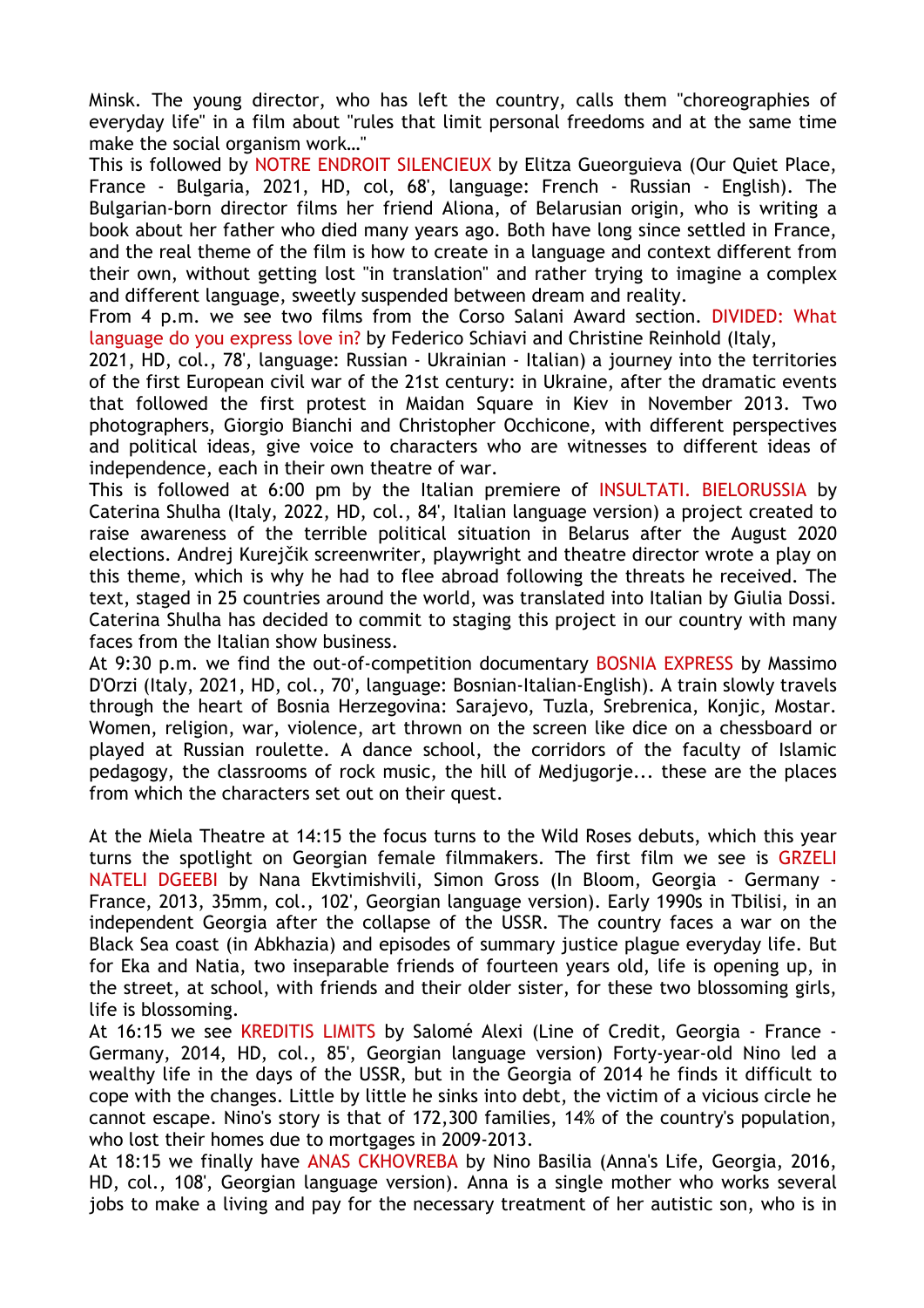Minsk. The young director, who has left the country, calls them "choreographies of everyday life" in a film about "rules that limit personal freedoms and at the same time make the social organism work…"

This is followed by NOTRE ENDROIT SILENCIEUX by Elitza Gueorguieva (Our Quiet Place, France - Bulgaria, 2021, HD, col, 68', language: French - Russian - English). The Bulgarian-born director films her friend Aliona, of Belarusian origin, who is writing a book about her father who died many years ago. Both have long since settled in France, and the real theme of the film is how to create in a language and context different from their own, without getting lost "in translation" and rather trying to imagine a complex and different language, sweetly suspended between dream and reality.

From 4 p.m. we see two films from the Corso Salani Award section. DIVIDED: What language do you express love in? by Federico Schiavi and Christine Reinhold (Italy, 2021, HD, col., 78', language: Russian - Ukrainian - Italian) a journey into the territories of the first European civil war of the 21st century: in Ukraine, after the dramatic events that followed the first protest in Maidan Square in Kiev in November 2013. Two photographers, Giorgio Bianchi and Christopher Occhicone, with different perspectives and political ideas, give voice to characters who are witnesses to different ideas of independence, each in their own theatre of war.

This is followed at 6:00 pm by the Italian premiere of INSULTATI. BIELORUSSIA by Caterina Shulha (Italy, 2022, HD, col., 84', Italian language version) a project created to raise awareness of the terrible political situation in Belarus after the August 2020 elections. Andrej Kurejčik screenwriter, playwright and theatre director wrote a play on this theme, which is why he had to flee abroad following the threats he received. The text, staged in 25 countries around the world, was translated into Italian by Giulia Dossi. Caterina Shulha has decided to commit to staging this project in our country with many faces from the Italian show business.

At 9:30 p.m. we find the out-of-competition documentary BOSNIA EXPRESS by Massimo D'Orzi (Italy, 2021, HD, col., 70', language: Bosnian-Italian-English). A train slowly travels through the heart of Bosnia Herzegovina: Sarajevo, Tuzla, Srebrenica, Konjic, Mostar. Women, religion, war, violence, art thrown on the screen like dice on a chessboard or played at Russian roulette. A dance school, the corridors of the faculty of Islamic pedagogy, the classrooms of rock music, the hill of Medjugorje... these are the places from which the characters set out on their quest.

At the Miela Theatre at 14:15 the focus turns to the Wild Roses debuts, which this year turns the spotlight on Georgian female filmmakers. The first film we see is GRZELI NATELI DGEEBI by Nana Ekvtimishvili, Simon Gross (In Bloom, Georgia - Germany - France, 2013, 35mm, col., 102', Georgian language version). Early 1990s in Tbilisi, in an independent Georgia after the collapse of the USSR. The country faces a war on the Black Sea coast (in Abkhazia) and episodes of summary justice plague everyday life. But for Eka and Natia, two inseparable friends of fourteen years old, life is opening up, in the street, at school, with friends and their older sister, for these two blossoming girls, life is blossoming.

At 16:15 we see KREDITIS LIMITS by Salomé Alexi (Line of Credit, Georgia - France - Germany, 2014, HD, col., 85', Georgian language version) Forty-year-old Nino led a wealthy life in the days of the USSR, but in the Georgia of 2014 he finds it difficult to cope with the changes. Little by little he sinks into debt, the victim of a vicious circle he cannot escape. Nino's story is that of 172,300 families, 14% of the country's population, who lost their homes due to mortgages in 2009-2013.

At 18:15 we finally have ANAS CKHOVREBA by Nino Basilia (Anna's Life, Georgia, 2016, HD, col., 108', Georgian language version). Anna is a single mother who works several jobs to make a living and pay for the necessary treatment of her autistic son, who is in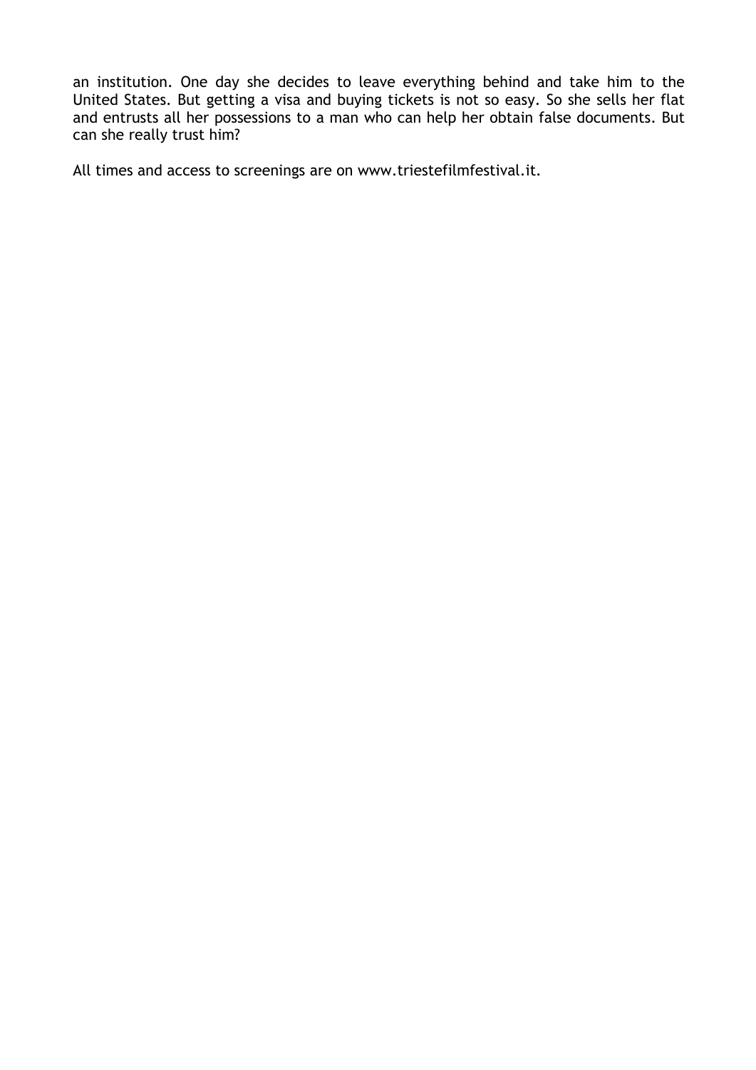an institution. One day she decides to leave everything behind and take him to the United States. But getting a visa and buying tickets is not so easy. So she sells her flat and entrusts all her possessions to a man who can help her obtain false documents. But can she really trust him?

All times and access to screenings are on www.triestefilmfestival.it.